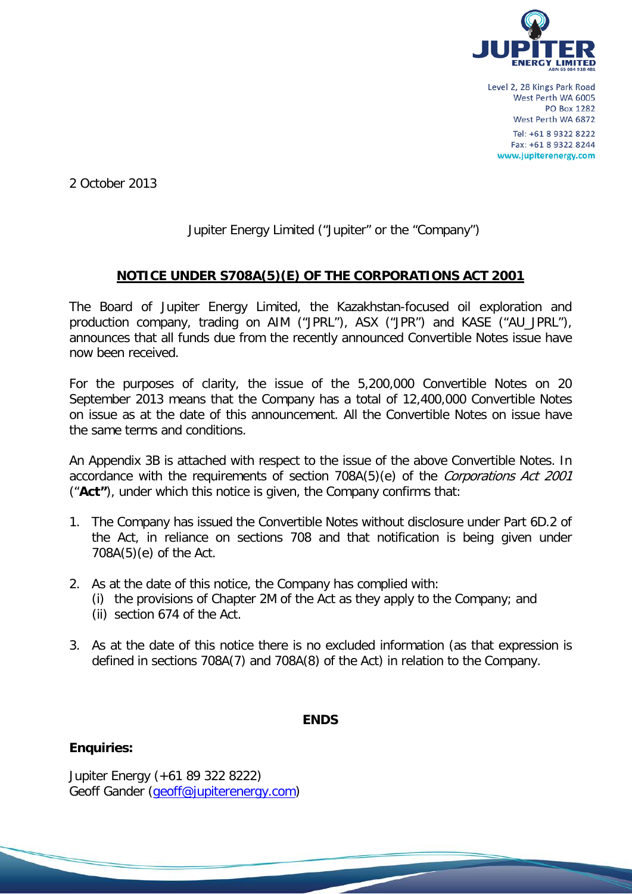Level 2, 28 Kings Park Road
West Perth WA 6005
PO Box 1282
West Perth WA 6872
Tel: +61 8 9322 8222
Fax: +61 8 9322 8244
www.jupiterenergy.com

2 October 2013

Jupiter Energy Limited ("Jupiter" or the "Company")

## NOTICE UNDER S708A(5)(E) OF THE CORPORATIONS ACT 2001

The Board of Jupiter Energy Limited, the Kazakhstan-focused oil exploration and production company, trading on AIM ("JPRL"), ASX ("JPR") and KASE ("AU_JPRL"), announces that all funds due from the recently announced Convertible Notes issue have now been received.

For the purposes of clarity, the issue of the 5,200,000 Convertible Notes on 20 September 2013 means that the Company has a total of 12,400,000 Convertible Notes on issue as at the date of this announcement. All the Convertible Notes on issue have the same terms and conditions.

An Appendix 3B is attached with respect to the issue of the above Convertible Notes. In accordance with the requirements of section 708A(5)(e) of the *Corporations Act 2001* ("**Act"**), under which this notice is given, the Company confirms that:

1. The Company has issued the Convertible Notes without disclosure under Part 6D.2 of the Act, in reliance on sections 708 and that notification is being given under 708A(5)(e) of the Act.
2. As at the date of this notice, the Company has complied with:
   (i) the provisions of Chapter 2M of the Act as they apply to the Company; and
   (ii) section 674 of the Act.
3. As at the date of this notice there is no excluded information (as that expression is defined in sections 708A(7) and 708A(8) of the Act) in relation to the Company.

**ENDS**

**Enquiries:**

Jupiter Energy (+61 89 322 8222)
Geoff Gander (geoff@jupiterenergy.com)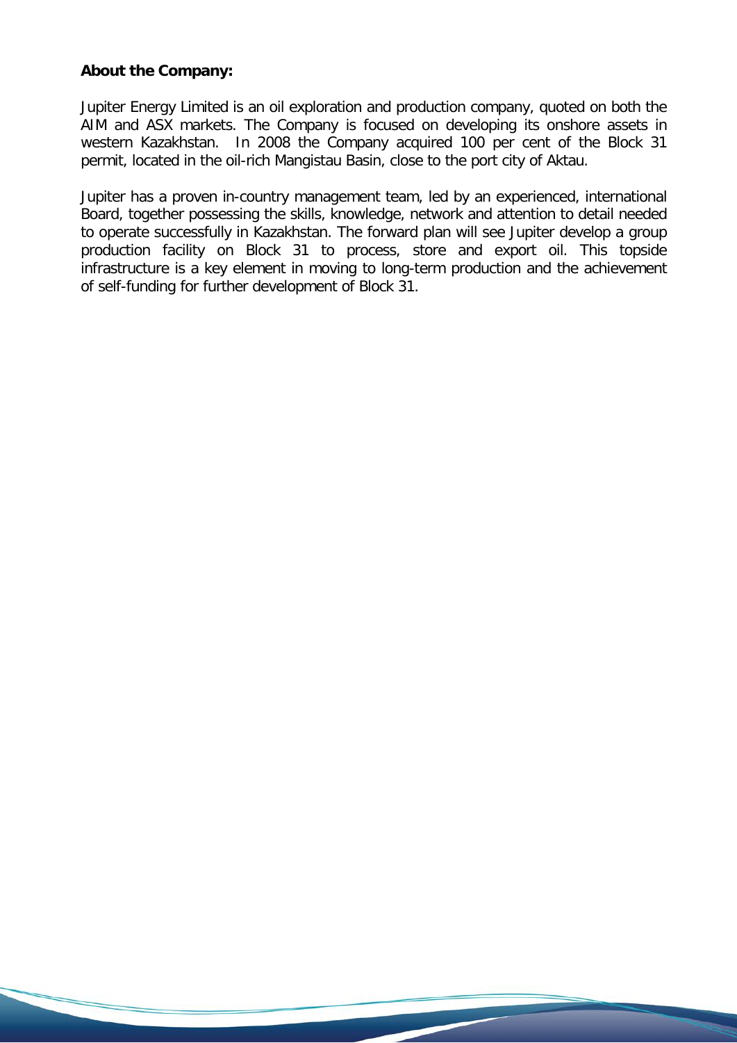**About the Company:**

Jupiter Energy Limited is an oil exploration and production company, quoted on both the AIM and ASX markets. The Company is focused on developing its onshore assets in western Kazakhstan. In 2008 the Company acquired 100 per cent of the Block 31 permit, located in the oil-rich Mangistau Basin, close to the port city of Aktau.

Jupiter has a proven in-country management team, led by an experienced, international Board, together possessing the skills, knowledge, network and attention to detail needed to operate successfully in Kazakhstan. The forward plan will see Jupiter develop a group production facility on Block 31 to process, store and export oil. This topside infrastructure is a key element in moving to long-term production and the achievement of self-funding for further development of Block 31.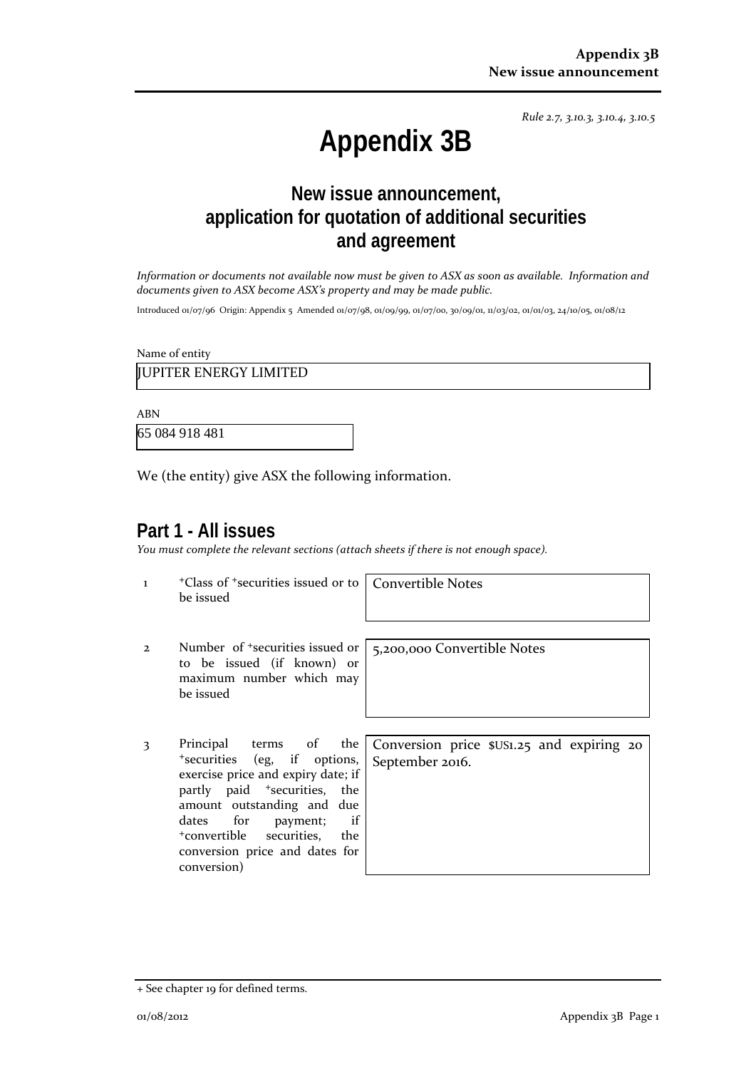*Rule 2.7, 3.10.3, 3.10.4, 3.10.5*

# Appendix 3B

## New issue announcement, application for quotation of additional securities and agreement

*Information or documents not available now must be given to ASX as soon as available. Information and documents given to ASX become ASX's property and may be made public.*

Introduced 01/07/96 Origin: Appendix 5 Amended 01/07/98, 01/09/99, 01/07/00, 30/09/01, 11/03/02, 01/01/03, 24/10/05, 01/08/12

Name of entity

JUPITER ENERGY LIMITED

ABN

65 084 918 481

We (the entity) give ASX the following information.

## Part 1 - All issues

*You must complete the relevant sections (attach sheets if there is not enough space).*

| | | |
|---|---|---|
| 1 | +Class of +securities issued or to be issued | Convertible Notes |
| 2 | Number of +securities issued or to be issued (if known) or maximum number which may be issued | 5,200,000 Convertible Notes |
| 3 | Principal terms of the +securities (eg, if options, exercise price and expiry date; if partly paid +securities, the amount outstanding and due dates for payment; if +convertible securities, the conversion price and dates for conversion) | Conversion price $US1.25 and expiring 20 September 2016. |

+ See chapter 19 for defined terms.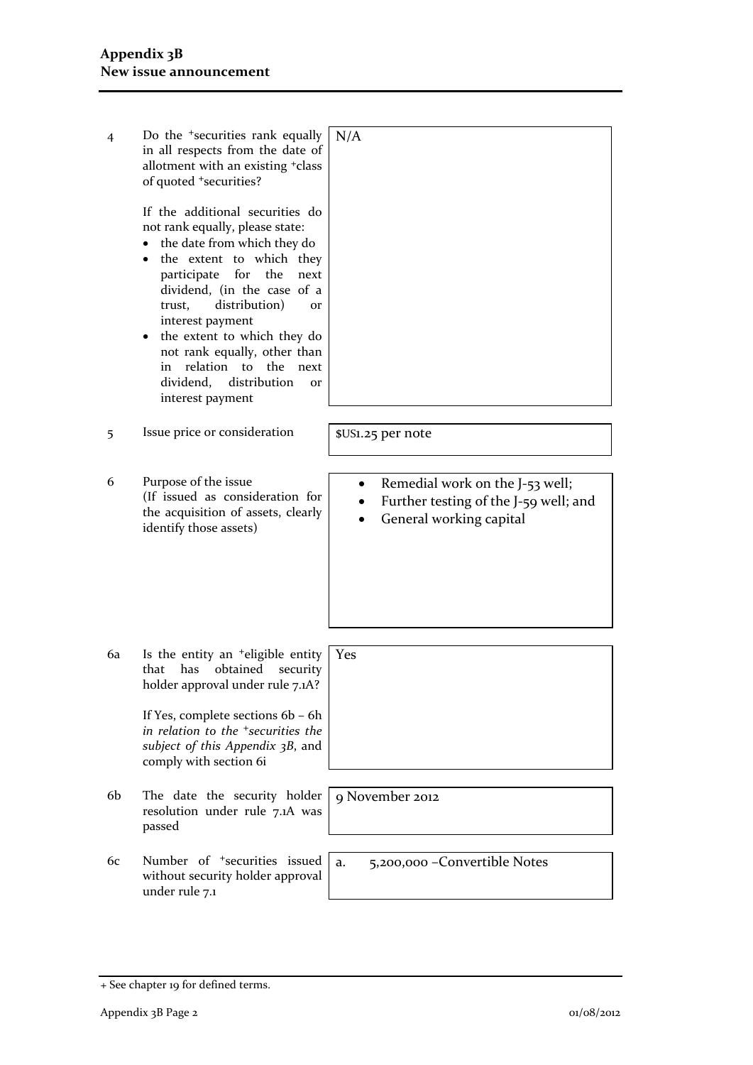| | | |
|---|---|---|
| 4 | Do the +securities rank equally in all respects from the date of allotment with an existing +class of quoted +securities?<br><br>If the additional securities do not rank equally, please state:<br>• the date from which they do<br>• the extent to which they participate for the next dividend, (in the case of a trust, distribution) or interest payment<br>• the extent to which they do not rank equally, other than in relation to the next dividend, distribution or interest payment | N/A |
| 5 | Issue price or consideration | $US1.25 per note |
| 6 | Purpose of the issue<br>(If issued as consideration for the acquisition of assets, clearly identify those assets) | • Remedial work on the J-53 well;<br>• Further testing of the J-59 well; and<br>• General working capital |
| 6a | Is the entity an +eligible entity that has obtained security holder approval under rule 7.1A?<br><br>If Yes, complete sections 6b – 6h *in relation to the +securities the subject of this Appendix 3B*, and comply with section 6i | Yes |
| 6b | The date the security holder resolution under rule 7.1A was passed | 9 November 2012 |
| 6c | Number of +securities issued without security holder approval under rule 7.1 | a. 5,200,000 –Convertible Notes |

+ See chapter 19 for defined terms.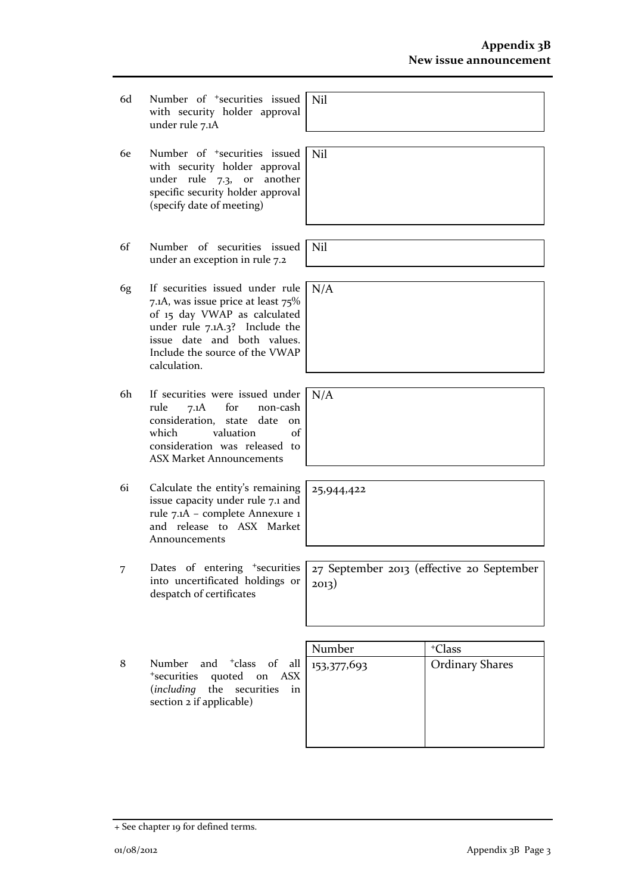| | | |
|---|---|---|
| 6d | Number of +securities issued with security holder approval under rule 7.1A | Nil |
| 6e | Number of +securities issued with security holder approval under rule 7.3, or another specific security holder approval (specify date of meeting) | Nil |
| 6f | Number of securities issued under an exception in rule 7.2 | Nil |
| 6g | If securities issued under rule 7.1A, was issue price at least 75% of 15 day VWAP as calculated under rule 7.1A.3? Include the issue date and both values. Include the source of the VWAP calculation. | N/A |
| 6h | If securities were issued under rule 7.1A for non-cash consideration, state date on which valuation of consideration was released to ASX Market Announcements | N/A |
| 6i | Calculate the entity's remaining issue capacity under rule 7.1 and rule 7.1A – complete Annexure 1 and release to ASX Market Announcements | 25,944,422 |
| 7 | Dates of entering +securities into uncertificated holdings or despatch of certificates | 27 September 2013 (effective 20 September 2013) |

| | | Number | +Class |
|---|---|---|---|
| 8 | Number and +class of all +securities quoted on ASX (*including* the securities in section 2 if applicable) | 153,377,693 | Ordinary Shares |

+ See chapter 19 for defined terms.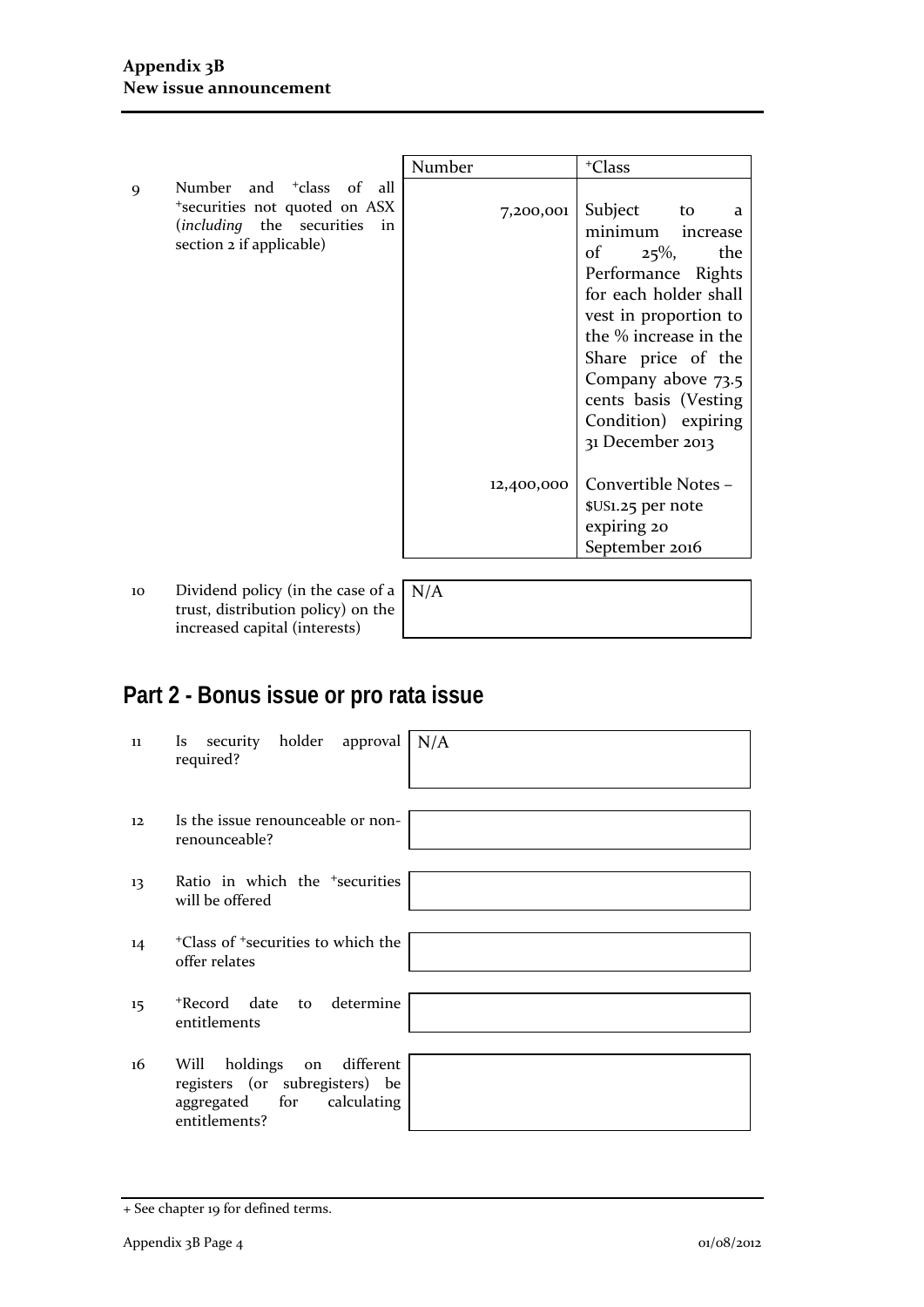| | | Number | +Class |
|---|---|---|---|
| 9 | Number and +class of all +securities not quoted on ASX (*including* the securities in section 2 if applicable) | 7,200,001 | Subject to a minimum increase of 25%, the Performance Rights for each holder shall vest in proportion to the % increase in the Share price of the Company above 73.5 cents basis (Vesting Condition) expiring 31 December 2013 |
| | | 12,400,000 | Convertible Notes – $US1.25 per note expiring 20 September 2016 |

| | | |
|---|---|---|
| 10 | Dividend policy (in the case of a trust, distribution policy) on the increased capital (interests) | N/A |

## Part 2 - Bonus issue or pro rata issue

| | | |
|---|---|---|
| 11 | Is security holder approval required? | N/A |
| 12 | Is the issue renounceable or non-renounceable? | |
| 13 | Ratio in which the +securities will be offered | |
| 14 | +Class of +securities to which the offer relates | |
| 15 | +Record date to determine entitlements | |
| 16 | Will holdings on different registers (or subregisters) be aggregated for calculating entitlements? | |

+ See chapter 19 for defined terms.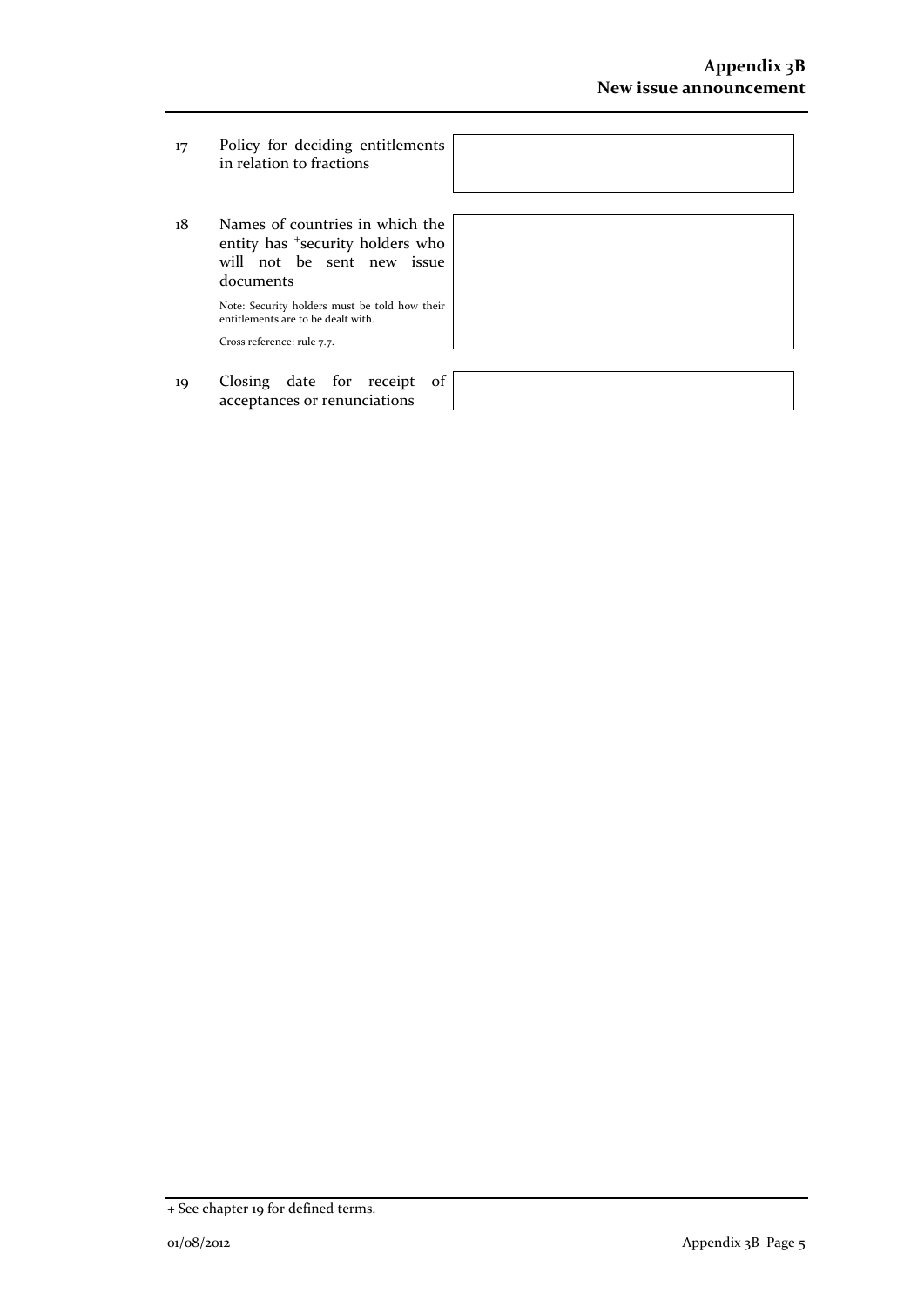| | | |
|---|---|---|
| 17 | Policy for deciding entitlements in relation to fractions | |
| 18 | Names of countries in which the entity has +security holders who will not be sent new issue documents<br><br>Note: Security holders must be told how their entitlements are to be dealt with.<br><br>Cross reference: rule 7.7. | |
| 19 | Closing date for receipt of acceptances or renunciations | |

+ See chapter 19 for defined terms.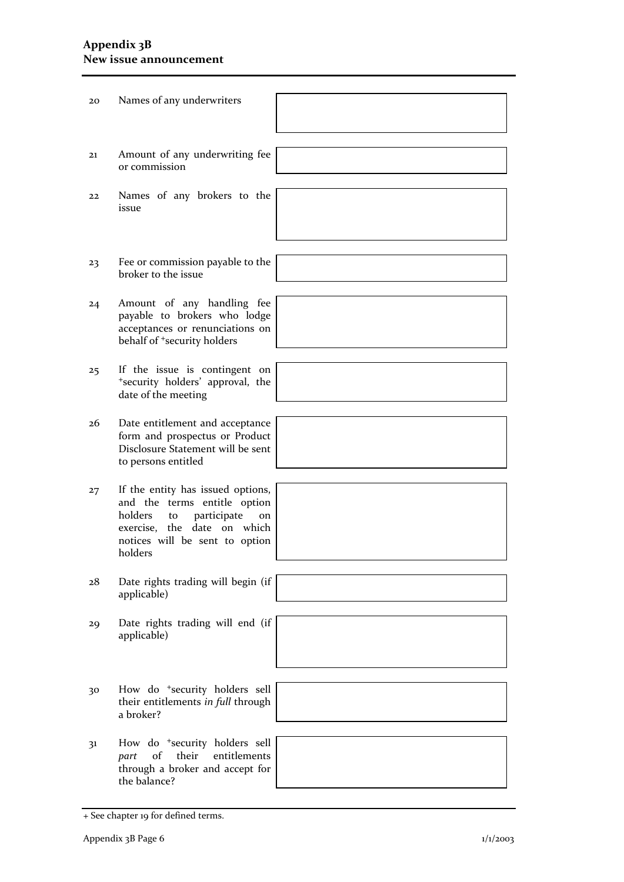| | | |
|---|---|---|
| 20 | Names of any underwriters | |
| 21 | Amount of any underwriting fee or commission | |
| 22 | Names of any brokers to the issue | |
| 23 | Fee or commission payable to the broker to the issue | |
| 24 | Amount of any handling fee payable to brokers who lodge acceptances or renunciations on behalf of +security holders | |
| 25 | If the issue is contingent on +security holders' approval, the date of the meeting | |
| 26 | Date entitlement and acceptance form and prospectus or Product Disclosure Statement will be sent to persons entitled | |
| 27 | If the entity has issued options, and the terms entitle option holders to participate on exercise, the date on which notices will be sent to option holders | |
| 28 | Date rights trading will begin (if applicable) | |
| 29 | Date rights trading will end (if applicable) | |
| 30 | How do +security holders sell their entitlements *in full* through a broker? | |
| 31 | How do +security holders sell *part* of their entitlements through a broker and accept for the balance? | |

+ See chapter 19 for defined terms.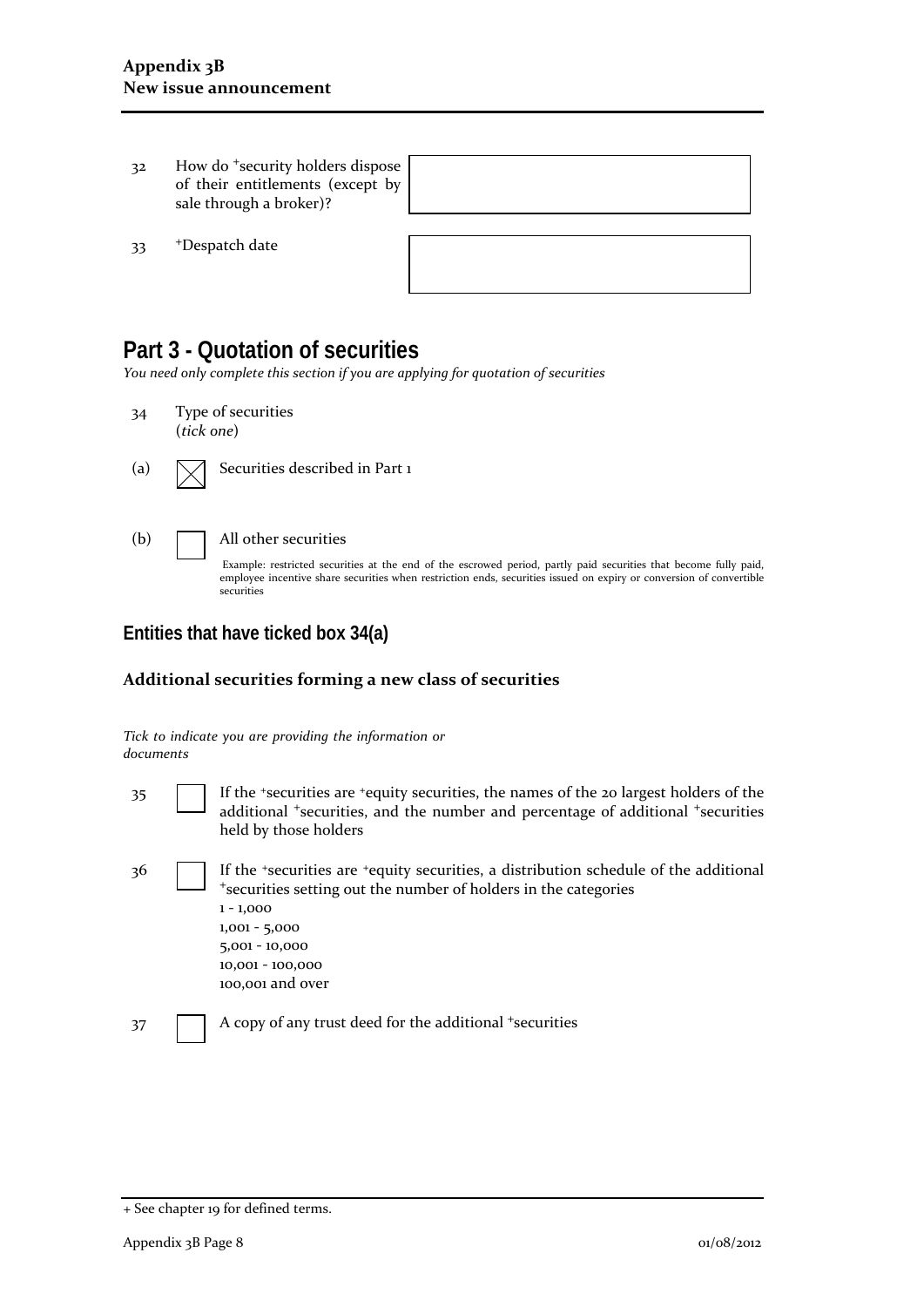| | | |
|---|---|---|
| 32 | How do +security holders dispose of their entitlements (except by sale through a broker)? | |
| 33 | +Despatch date | |

# Part 3 - Quotation of securities

*You need only complete this section if you are applying for quotation of securities*

34 Type of securities
(*tick one*)

(a) ☒ Securities described in Part 1

(b) ☐ All other securities

Example: restricted securities at the end of the escrowed period, partly paid securities that become fully paid, employee incentive share securities when restriction ends, securities issued on expiry or conversion of convertible securities

## Entities that have ticked box 34(a)

### Additional securities forming a new class of securities

*Tick to indicate you are providing the information or documents*

35 ☐ If the +securities are +equity securities, the names of the 20 largest holders of the additional +securities, and the number and percentage of additional +securities held by those holders

36 ☐ If the +securities are +equity securities, a distribution schedule of the additional +securities setting out the number of holders in the categories
1 - 1,000
1,001 - 5,000
5,001 - 10,000
10,001 - 100,000
100,001 and over

37 ☐ A copy of any trust deed for the additional +securities

+ See chapter 19 for defined terms.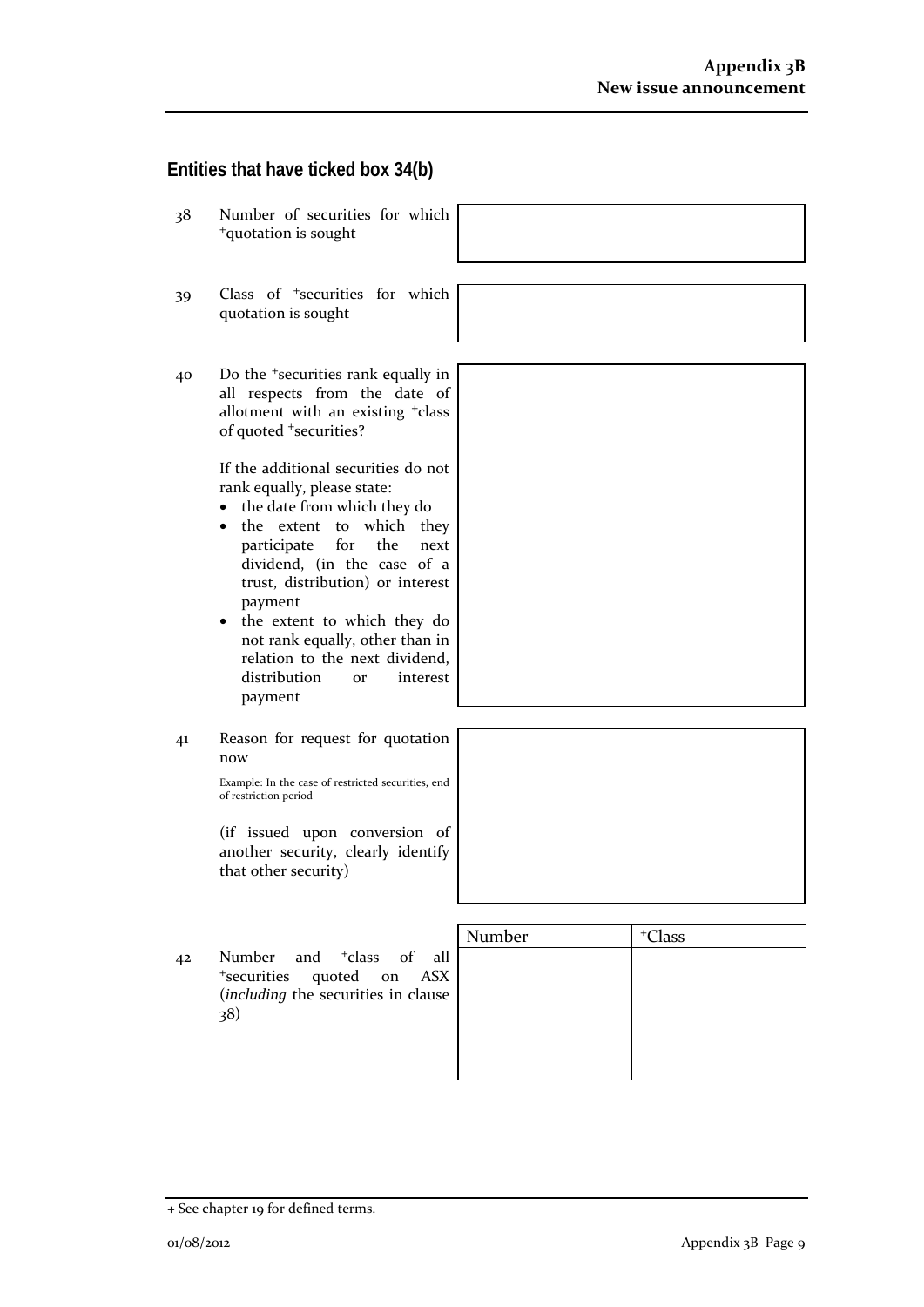## Entities that have ticked box 34(b)

38 Number of securities for which +quotation is sought

39 Class of +securities for which quotation is sought

40 Do the +securities rank equally in all respects from the date of allotment with an existing +class of quoted +securities?

If the additional securities do not rank equally, please state:

- the date from which they do
- the extent to which they participate for the next dividend, (in the case of a trust, distribution) or interest payment
- the extent to which they do not rank equally, other than in relation to the next dividend, distribution or interest payment

41 Reason for request for quotation now

Example: In the case of restricted securities, end of restriction period

(if issued upon conversion of another security, clearly identify that other security)

42 Number and +class of all +securities quoted on ASX (*including* the securities in clause 38)

| Number | +Class |
|---|---|
| | |

+ See chapter 19 for defined terms.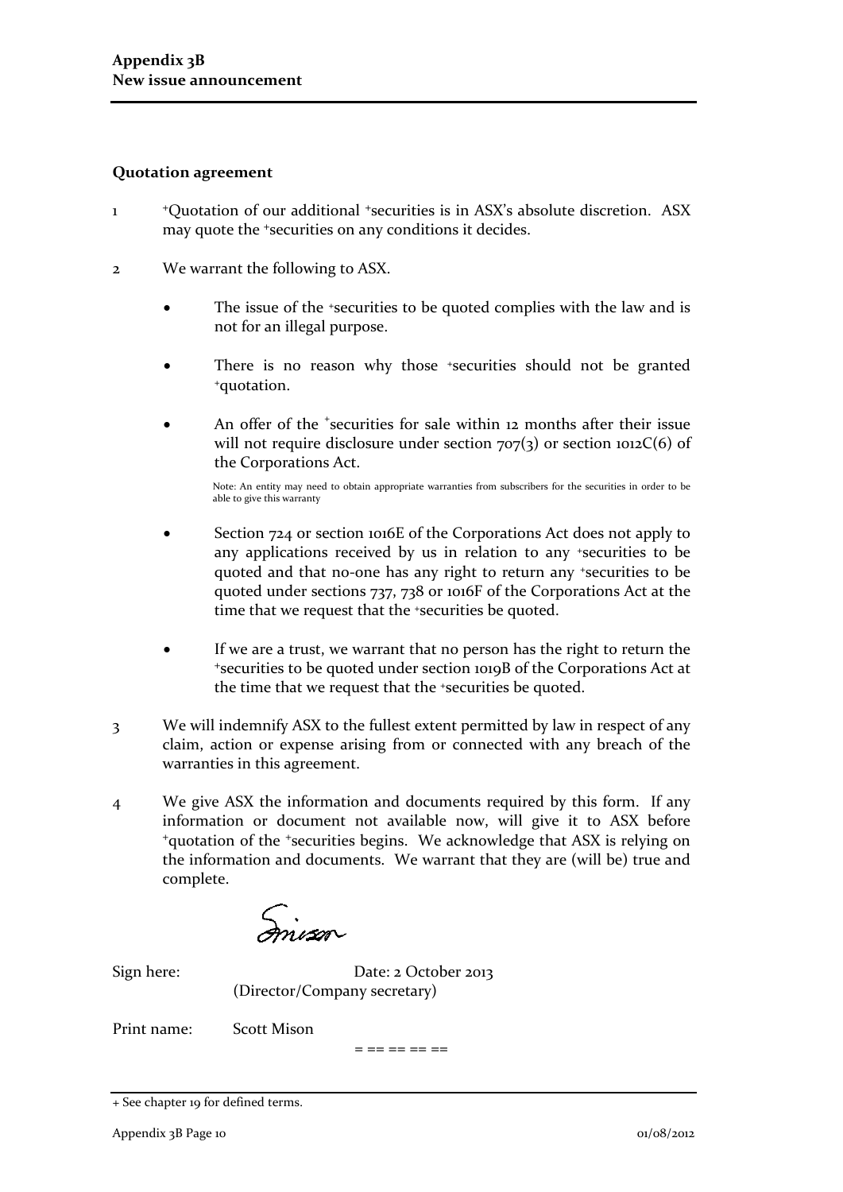**Quotation agreement**

1 +Quotation of our additional +securities is in ASX's absolute discretion. ASX may quote the +securities on any conditions it decides.

2 We warrant the following to ASX.

- The issue of the +securities to be quoted complies with the law and is not for an illegal purpose.

- There is no reason why those +securities should not be granted +quotation.

- An offer of the +securities for sale within 12 months after their issue will not require disclosure under section 707(3) or section 1012C(6) of the Corporations Act.

  Note: An entity may need to obtain appropriate warranties from subscribers for the securities in order to be able to give this warranty

- Section 724 or section 1016E of the Corporations Act does not apply to any applications received by us in relation to any +securities to be quoted and that no-one has any right to return any +securities to be quoted under sections 737, 738 or 1016F of the Corporations Act at the time that we request that the +securities be quoted.

- If we are a trust, we warrant that no person has the right to return the +securities to be quoted under section 1019B of the Corporations Act at the time that we request that the +securities be quoted.

3 We will indemnify ASX to the fullest extent permitted by law in respect of any claim, action or expense arising from or connected with any breach of the warranties in this agreement.

4 We give ASX the information and documents required by this form. If any information or document not available now, will give it to ASX before +quotation of the +securities begins. We acknowledge that ASX is relying on the information and documents. We warrant that they are (will be) true and complete.

Sign here: (Director/Company secretary) Date: 2 October 2013

Print name: Scott Mison

= == == == ==

+ See chapter 19 for defined terms.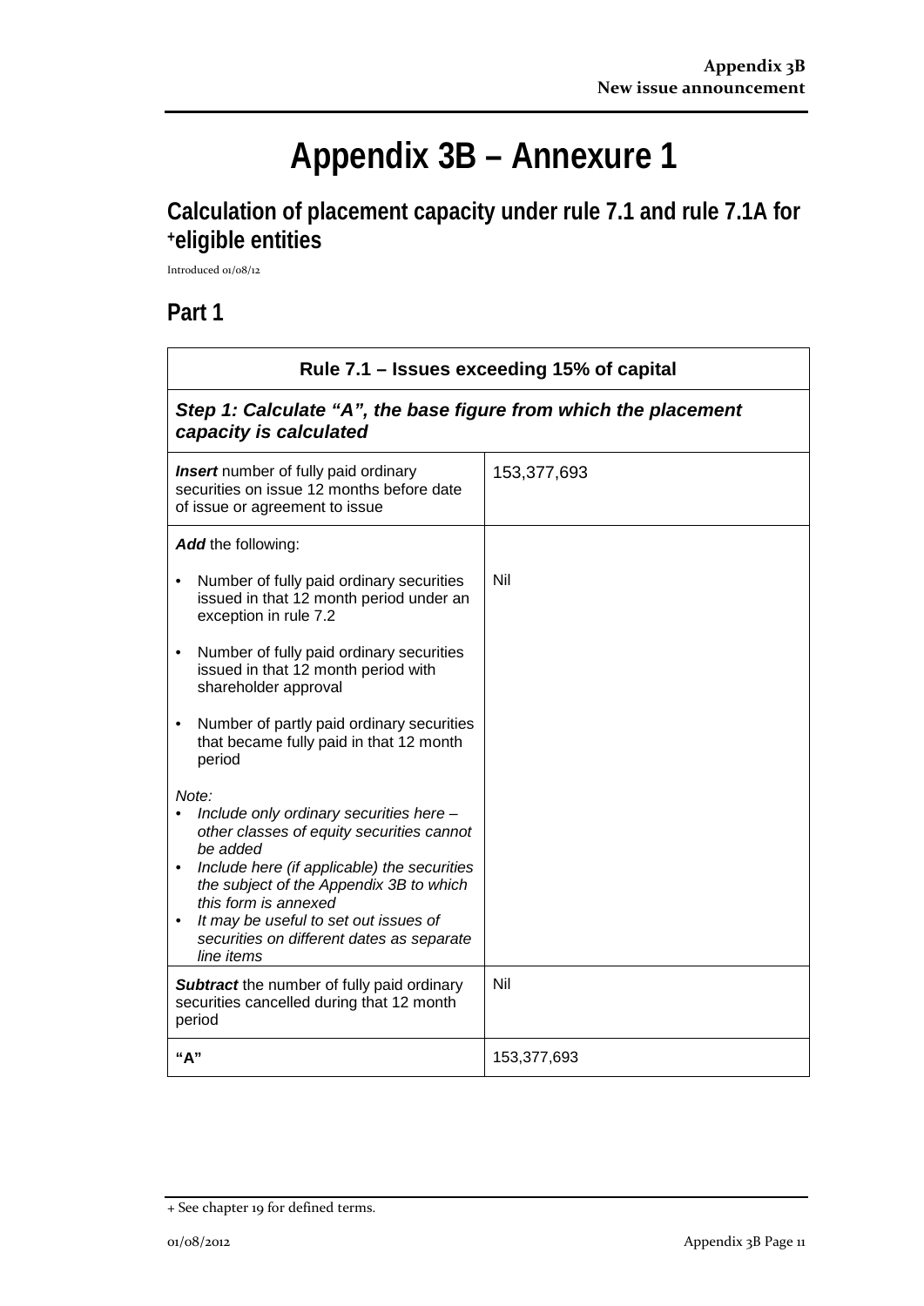# Appendix 3B – Annexure 1

## Calculation of placement capacity under rule 7.1 and rule 7.1A for +eligible entities

Introduced 01/08/12

## Part 1

| Rule 7.1 – Issues exceeding 15% of capital | |
|---|---|
| ***Step 1: Calculate "A", the base figure from which the placement capacity is calculated*** | |
| ***Insert*** number of fully paid ordinary securities on issue 12 months before date of issue or agreement to issue | 153,377,693 |
| ***Add*** the following:<br>• Number of fully paid ordinary securities issued in that 12 month period under an exception in rule 7.2<br>• Number of fully paid ordinary securities issued in that 12 month period with shareholder approval<br>• Number of partly paid ordinary securities that became fully paid in that 12 month period<br>*Note:*<br>• *Include only ordinary securities here – other classes of equity securities cannot be added*<br>• *Include here (if applicable) the securities the subject of the Appendix 3B to which this form is annexed*<br>• *It may be useful to set out issues of securities on different dates as separate line items* | Nil |
| ***Subtract*** the number of fully paid ordinary securities cancelled during that 12 month period | Nil |
| **"A"** | 153,377,693 |

+ See chapter 19 for defined terms.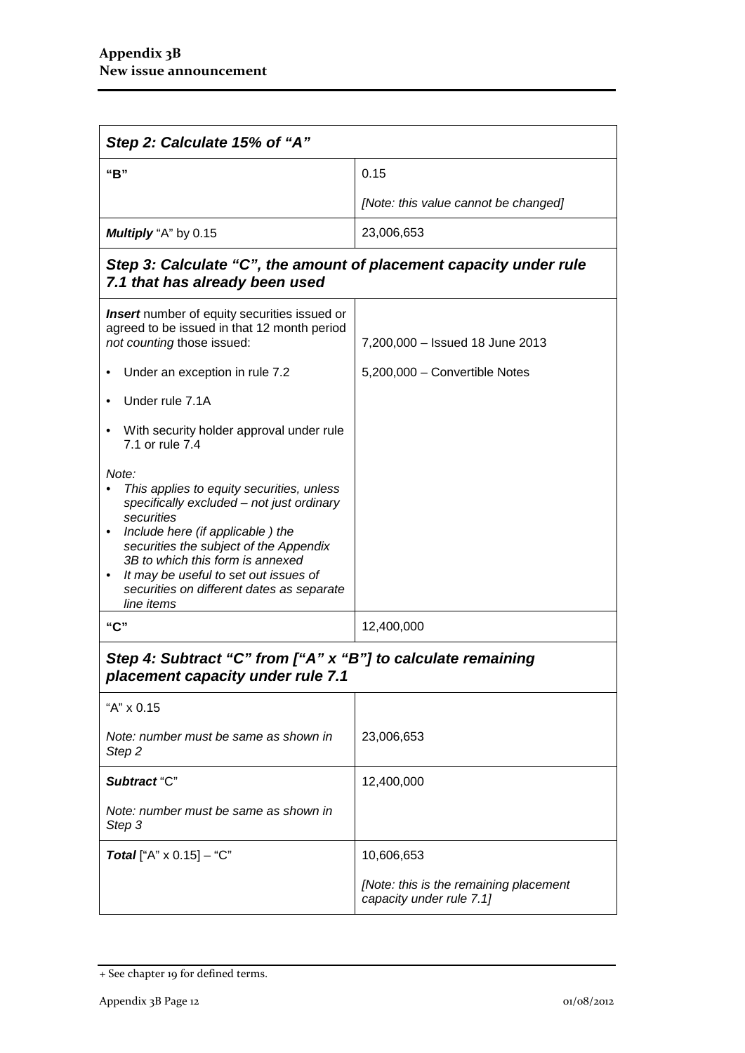| ***Step 2: Calculate 15% of "A"*** | |
|---|---|
| **"B"** | 0.15<br><br>*[Note: this value cannot be changed]* |
| ***Multiply*** "A" by 0.15 | 23,006,653 |
| ***Step 3: Calculate "C", the amount of placement capacity under rule 7.1 that has already been used*** | |
| ***Insert*** number of equity securities issued or agreed to be issued in that 12 month period *not counting* those issued:<br><br>• Under an exception in rule 7.2<br><br>• Under rule 7.1A<br><br>• With security holder approval under rule 7.1 or rule 7.4<br><br>*Note:*<br>• *This applies to equity securities, unless specifically excluded – not just ordinary securities*<br>• *Include here (if applicable ) the securities the subject of the Appendix 3B to which this form is annexed*<br>• *It may be useful to set out issues of securities on different dates as separate line items* | 7,200,000 – Issued 18 June 2013<br><br>5,200,000 – Convertible Notes |
| **"C"** | 12,400,000 |
| ***Step 4: Subtract "C" from ["A" x "B"] to calculate remaining placement capacity under rule 7.1*** | |
| "A" x 0.15<br><br>*Note: number must be same as shown in Step 2* | 23,006,653 |
| ***Subtract*** "C"<br><br>*Note: number must be same as shown in Step 3* | 12,400,000 |
| ***Total*** ["A" x 0.15] – "C" | 10,606,653<br><br>*[Note: this is the remaining placement capacity under rule 7.1]* |

+ See chapter 19 for defined terms.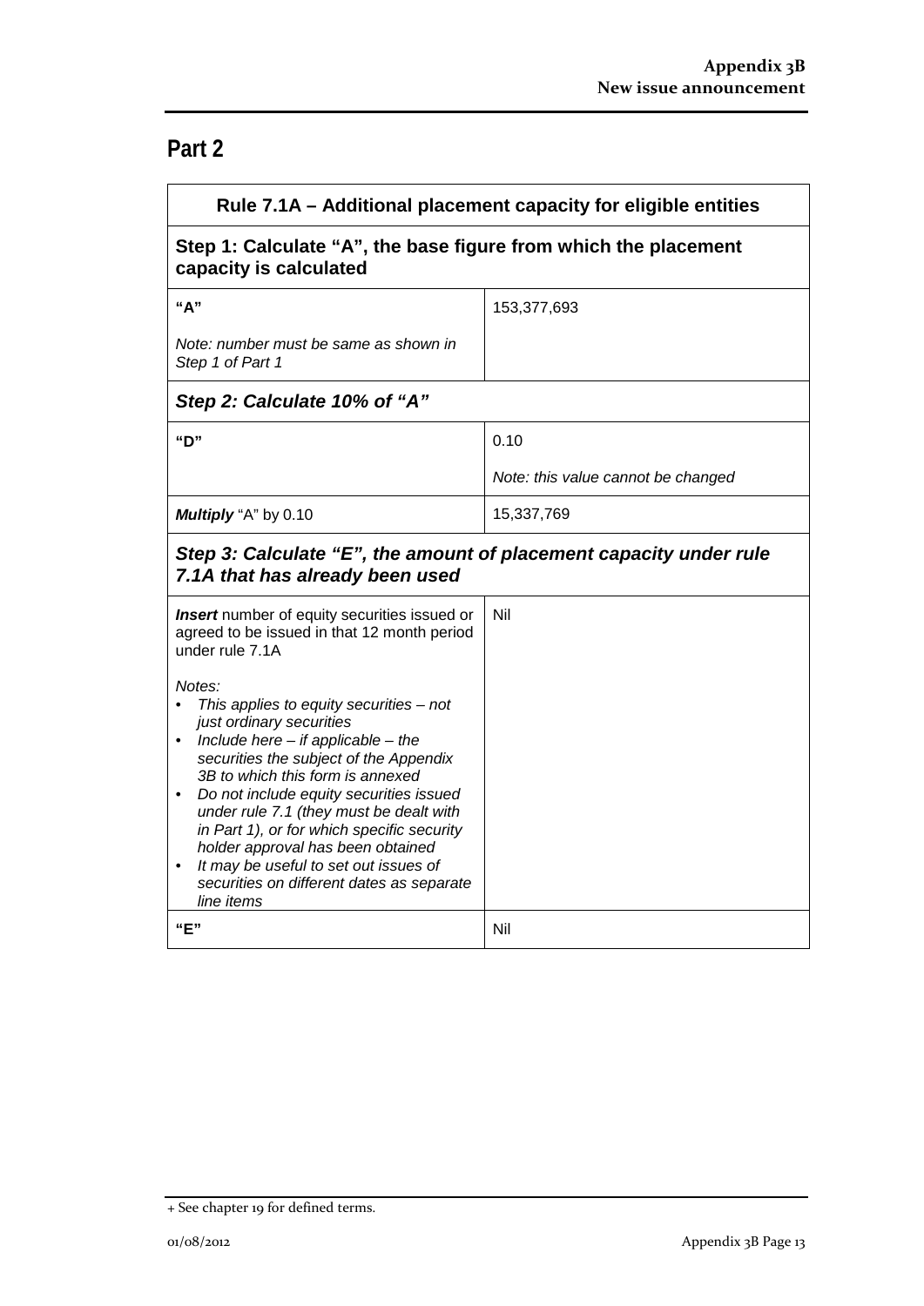## Part 2

| Rule 7.1A – Additional placement capacity for eligible entities | |
|---|---|
| **Step 1: Calculate "A", the base figure from which the placement capacity is calculated** | |
| **"A"**<br><br>*Note: number must be same as shown in Step 1 of Part 1* | 153,377,693 |
| ***Step 2: Calculate 10% of "A"*** | |
| **"D"** | 0.10<br><br>*Note: this value cannot be changed* |
| ***Multiply*** "A" by 0.10 | 15,337,769 |
| ***Step 3: Calculate "E", the amount of placement capacity under rule 7.1A that has already been used*** | |
| ***Insert*** number of equity securities issued or agreed to be issued in that 12 month period under rule 7.1A<br><br>*Notes:*<br>• *This applies to equity securities – not just ordinary securities*<br>• *Include here – if applicable – the securities the subject of the Appendix 3B to which this form is annexed*<br>• *Do not include equity securities issued under rule 7.1 (they must be dealt with in Part 1), or for which specific security holder approval has been obtained*<br>• *It may be useful to set out issues of securities on different dates as separate line items* | Nil |
| **"E"** | Nil |

+ See chapter 19 for defined terms.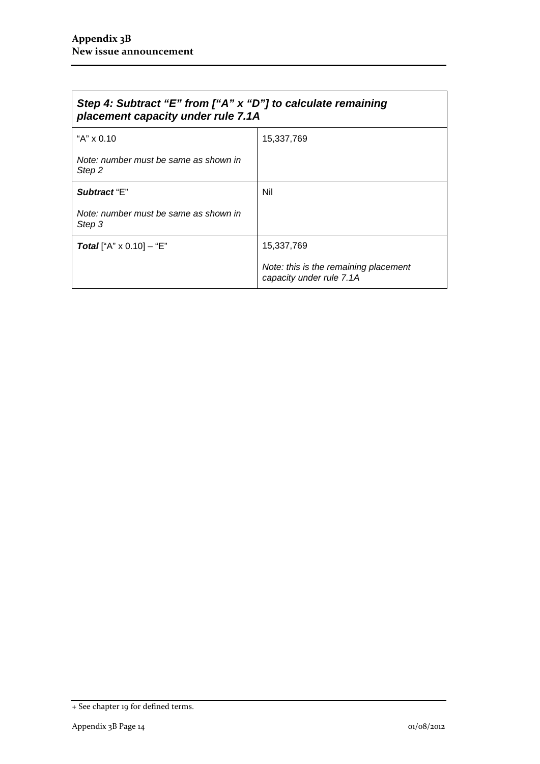| ***Step 4: Subtract "E" from ["A" x "D"] to calculate remaining placement capacity under rule 7.1A*** | |
|---|---|
| "A" x 0.10<br><br>*Note: number must be same as shown in Step 2* | 15,337,769 |
| ***Subtract*** "E"<br><br>*Note: number must be same as shown in Step 3* | Nil |
| ***Total*** ["A" x 0.10] – "E" | 15,337,769<br><br>*Note: this is the remaining placement capacity under rule 7.1A* |

+ See chapter 19 for defined terms.